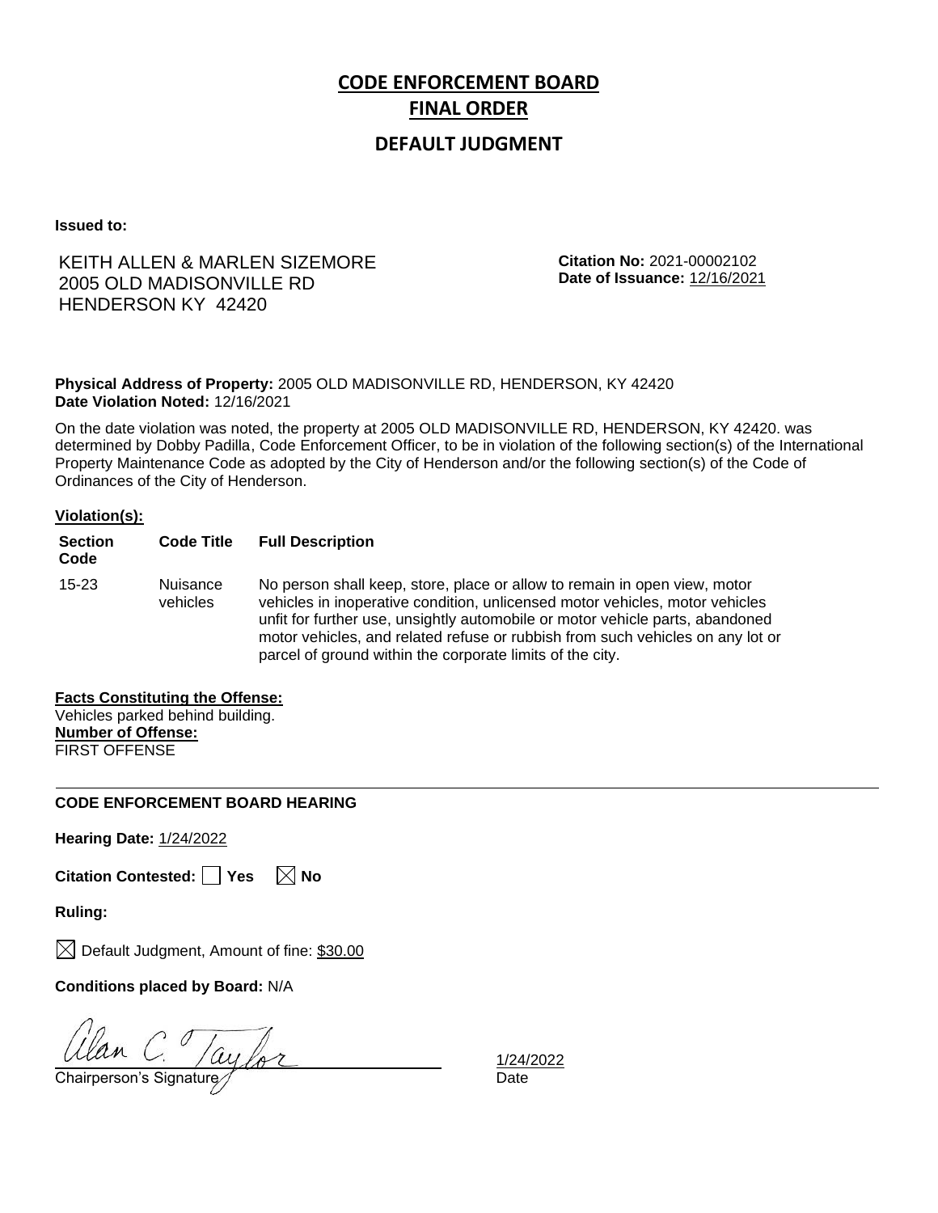# CODE ENFORCEMENT BOARD
# FINAL ORDER

## DEFAULT JUDGMENT

**Issued to:**

KEITH ALLEN & MARLEN SIZEMORE
2005 OLD MADISONVILLE RD
HENDERSON KY 42420

**Citation No:** 2021-00002102
**Date of Issuance:** 12/16/2021

**Physical Address of Property:** 2005 OLD MADISONVILLE RD, HENDERSON, KY 42420
**Date Violation Noted:** 12/16/2021

On the date violation was noted, the property at 2005 OLD MADISONVILLE RD, HENDERSON, KY 42420. was determined by Dobby Padilla, Code Enforcement Officer, to be in violation of the following section(s) of the International Property Maintenance Code as adopted by the City of Henderson and/or the following section(s) of the Code of Ordinances of the City of Henderson.

**Violation(s):**

| Section Code | Code Title | Full Description |
|---|---|---|
| 15-23 | Nuisance vehicles | No person shall keep, store, place or allow to remain in open view, motor vehicles in inoperative condition, unlicensed motor vehicles, motor vehicles unfit for further use, unsightly automobile or motor vehicle parts, abandoned motor vehicles, and related refuse or rubbish from such vehicles on any lot or parcel of ground within the corporate limits of the city. |

**Facts Constituting the Offense:**
Vehicles parked behind building.
**Number of Offense:**
FIRST OFFENSE

---

**CODE ENFORCEMENT BOARD HEARING**

**Hearing Date:** 1/24/2022

**Citation Contested:** ☐ Yes ☒ No

**Ruling:**

☒ Default Judgment, Amount of fine: $30.00

**Conditions placed by Board:** N/A

Alan C. Taylor
Chairperson's Signature

1/24/2022
Date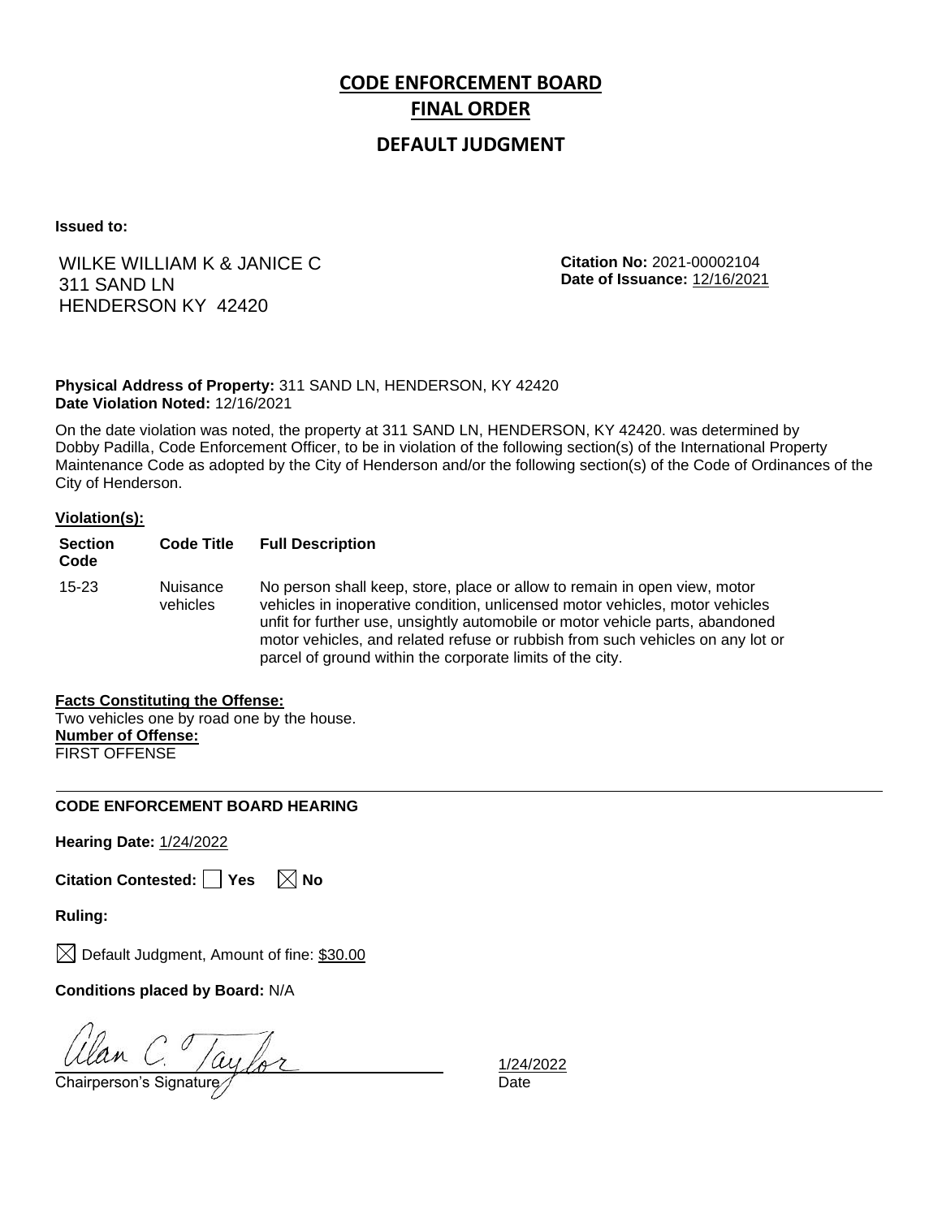# CODE ENFORCEMENT BOARD
# FINAL ORDER
## DEFAULT JUDGMENT

**Issued to:**

WILKE WILLIAM K & JANICE C
311 SAND LN
HENDERSON KY 42420

**Citation No:** 2021-00002104
**Date of Issuance:** 12/16/2021

**Physical Address of Property:** 311 SAND LN, HENDERSON, KY 42420
**Date Violation Noted:** 12/16/2021

On the date violation was noted, the property at 311 SAND LN, HENDERSON, KY 42420. was determined by Dobby Padilla, Code Enforcement Officer, to be in violation of the following section(s) of the International Property Maintenance Code as adopted by the City of Henderson and/or the following section(s) of the Code of Ordinances of the City of Henderson.

**Violation(s):**

| Section Code | Code Title | Full Description |
|---|---|---|
| 15-23 | Nuisance vehicles | No person shall keep, store, place or allow to remain in open view, motor vehicles in inoperative condition, unlicensed motor vehicles, motor vehicles unfit for further use, unsightly automobile or motor vehicle parts, abandoned motor vehicles, and related refuse or rubbish from such vehicles on any lot or parcel of ground within the corporate limits of the city. |

**Facts Constituting the Offense:**
Two vehicles one by road one by the house.
**Number of Offense:**
FIRST OFFENSE

---

**CODE ENFORCEMENT BOARD HEARING**

**Hearing Date:** 1/24/2022

**Citation Contested:** ☐ Yes ☒ No

**Ruling:**

☒ Default Judgment, Amount of fine: $30.00

**Conditions placed by Board:** N/A

Alan C. Taylor
Chairperson's Signature

1/24/2022
Date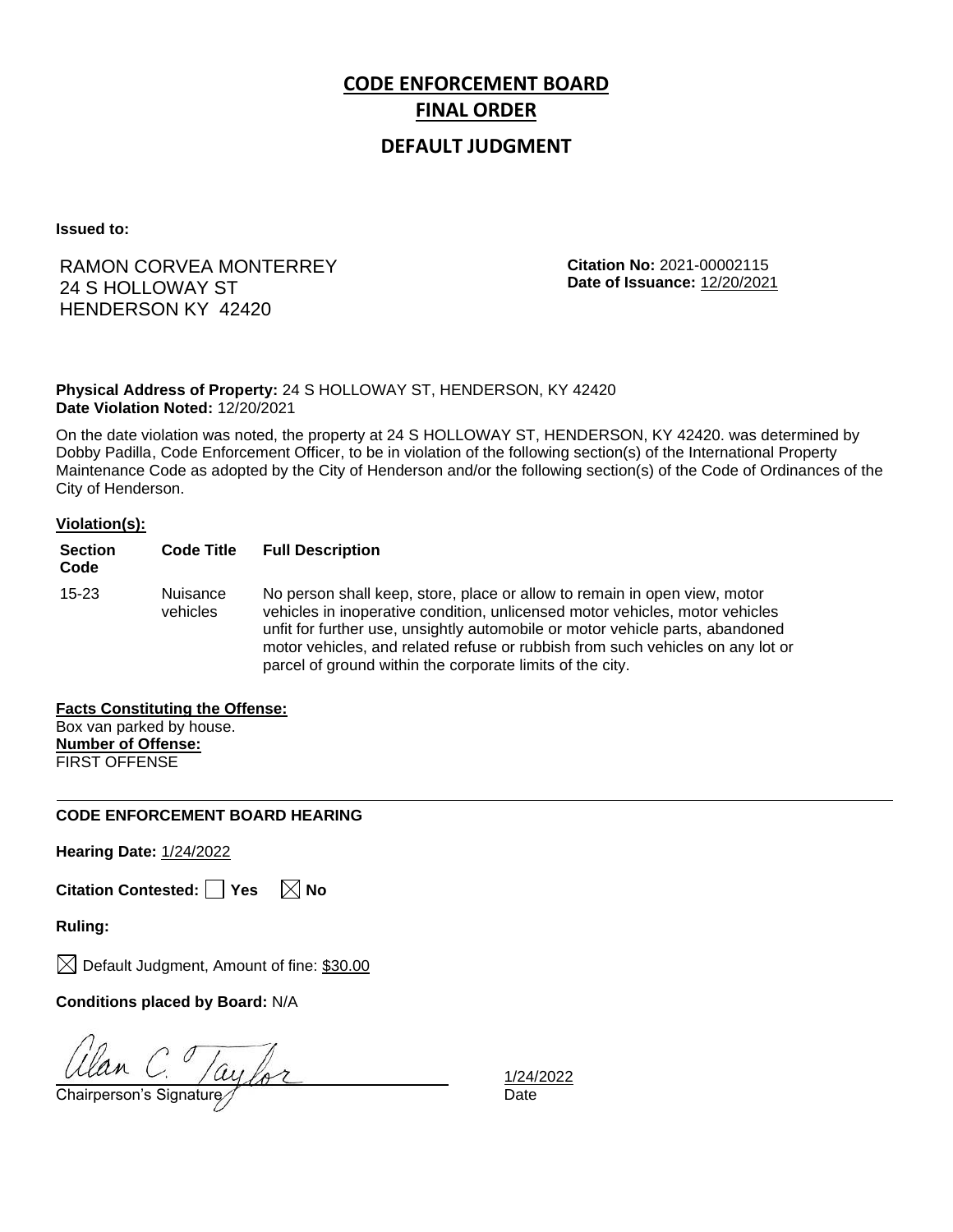# CODE ENFORCEMENT BOARD

# FINAL ORDER

## DEFAULT JUDGMENT

**Issued to:**

RAMON CORVEA MONTERREY
24 S HOLLOWAY ST
HENDERSON KY 42420

**Citation No:** 2021-00002115
**Date of Issuance:** 12/20/2021

**Physical Address of Property:** 24 S HOLLOWAY ST, HENDERSON, KY 42420
**Date Violation Noted:** 12/20/2021

On the date violation was noted, the property at 24 S HOLLOWAY ST, HENDERSON, KY 42420. was determined by Dobby Padilla, Code Enforcement Officer, to be in violation of the following section(s) of the International Property Maintenance Code as adopted by the City of Henderson and/or the following section(s) of the Code of Ordinances of the City of Henderson.

**Violation(s):**

| Section Code | Code Title | Full Description |
|---|---|---|
| 15-23 | Nuisance vehicles | No person shall keep, store, place or allow to remain in open view, motor vehicles in inoperative condition, unlicensed motor vehicles, motor vehicles unfit for further use, unsightly automobile or motor vehicle parts, abandoned motor vehicles, and related refuse or rubbish from such vehicles on any lot or parcel of ground within the corporate limits of the city. |

**Facts Constituting the Offense:**
Box van parked by house.
**Number of Offense:**
FIRST OFFENSE

---

**CODE ENFORCEMENT BOARD HEARING**

**Hearing Date:** 1/24/2022

**Citation Contested:** ☐ Yes ☒ No

**Ruling:**

☒ Default Judgment, Amount of fine: $30.00

**Conditions placed by Board:** N/A

Alan C. Taylor
Chairperson's Signature

1/24/2022
Date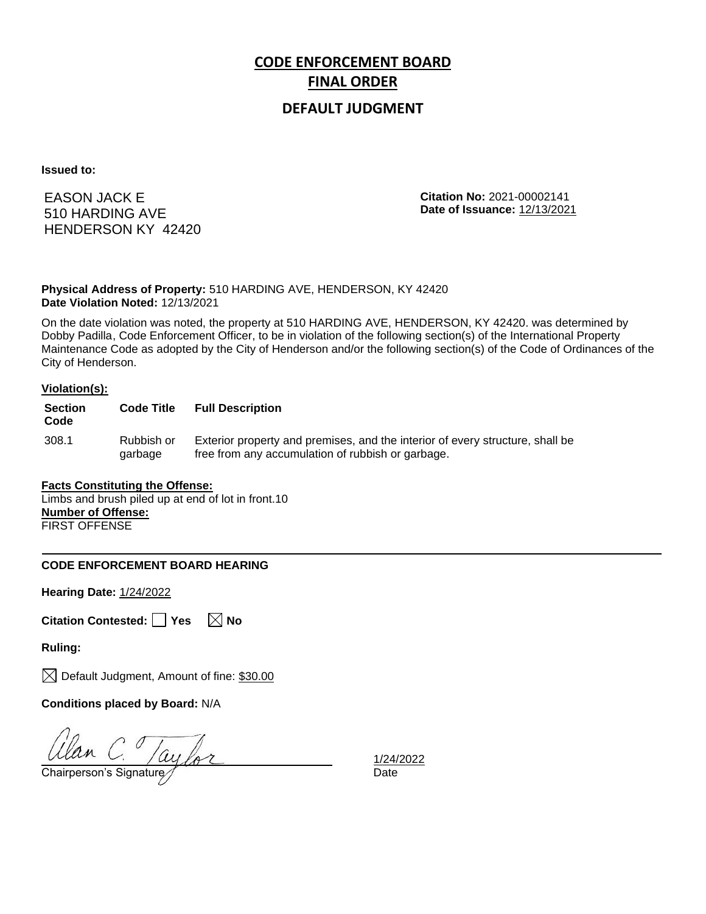# CODE ENFORCEMENT BOARD

## FINAL ORDER

### DEFAULT JUDGMENT

**Issued to:**

EASON JACK E
510 HARDING AVE
HENDERSON KY 42420

**Citation No:** 2021-00002141
**Date of Issuance:** 12/13/2021

**Physical Address of Property:** 510 HARDING AVE, HENDERSON, KY 42420
**Date Violation Noted:** 12/13/2021

On the date violation was noted, the property at 510 HARDING AVE, HENDERSON, KY 42420. was determined by Dobby Padilla, Code Enforcement Officer, to be in violation of the following section(s) of the International Property Maintenance Code as adopted by the City of Henderson and/or the following section(s) of the Code of Ordinances of the City of Henderson.

**Violation(s):**

| Section Code | Code Title | Full Description |
|---|---|---|
| 308.1 | Rubbish or garbage | Exterior property and premises, and the interior of every structure, shall be free from any accumulation of rubbish or garbage. |

**Facts Constituting the Offense:**
Limbs and brush piled up at end of lot in front.10
**Number of Offense:**
FIRST OFFENSE

---

**CODE ENFORCEMENT BOARD HEARING**

**Hearing Date:** 1/24/2022

**Citation Contested:** ☐ Yes ☒ No

**Ruling:**

☒ Default Judgment, Amount of fine: $30.00

**Conditions placed by Board:** N/A

Alan C. Taylor
Chairperson's Signature

1/24/2022
Date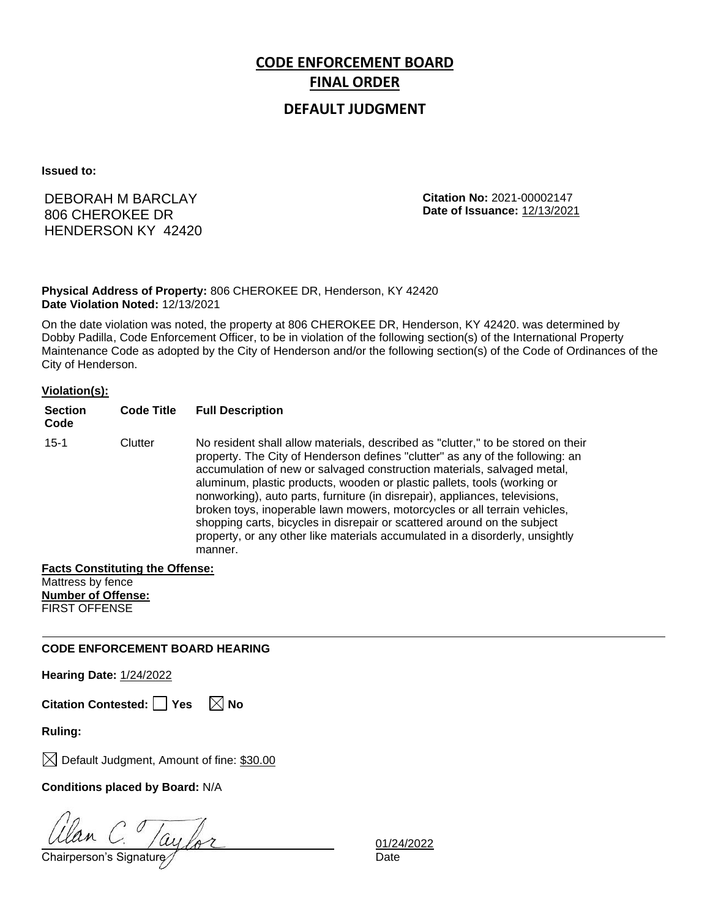# CODE ENFORCEMENT BOARD
# FINAL ORDER
## DEFAULT JUDGMENT

**Issued to:**

DEBORAH M BARCLAY
806 CHEROKEE DR
HENDERSON KY 42420

**Citation No:** 2021-00002147
**Date of Issuance:** 12/13/2021

**Physical Address of Property:** 806 CHEROKEE DR, Henderson, KY 42420
**Date Violation Noted:** 12/13/2021

On the date violation was noted, the property at 806 CHEROKEE DR, Henderson, KY 42420. was determined by Dobby Padilla, Code Enforcement Officer, to be in violation of the following section(s) of the International Property Maintenance Code as adopted by the City of Henderson and/or the following section(s) of the Code of Ordinances of the City of Henderson.

**Violation(s):**

| Section Code | Code Title | Full Description |
|---|---|---|
| 15-1 | Clutter | No resident shall allow materials, described as "clutter," to be stored on their property. The City of Henderson defines "clutter" as any of the following: an accumulation of new or salvaged construction materials, salvaged metal, aluminum, plastic products, wooden or plastic pallets, tools (working or nonworking), auto parts, furniture (in disrepair), appliances, televisions, broken toys, inoperable lawn mowers, motorcycles or all terrain vehicles, shopping carts, bicycles in disrepair or scattered around on the subject property, or any other like materials accumulated in a disorderly, unsightly manner. |

**Facts Constituting the Offense:**
Mattress by fence
**Number of Offense:**
FIRST OFFENSE

---

**CODE ENFORCEMENT BOARD HEARING**

**Hearing Date:** 1/24/2022

**Citation Contested:** ☐ Yes ☒ No

**Ruling:**

☒ Default Judgment, Amount of fine: $30.00

**Conditions placed by Board:** N/A

Alan C. Taylor
Chairperson's Signature

01/24/2022
Date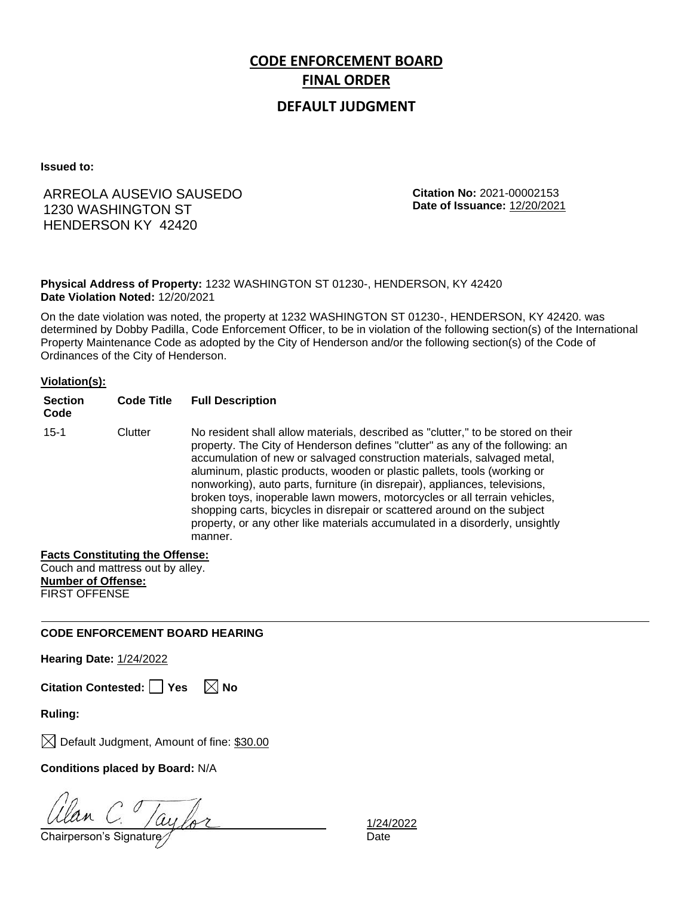# CODE ENFORCEMENT BOARD

# FINAL ORDER

## DEFAULT JUDGMENT

**Issued to:**

ARREOLA AUSEVIO SAUSEDO
1230 WASHINGTON ST
HENDERSON KY 42420

**Citation No:** 2021-00002153
**Date of Issuance:** 12/20/2021

**Physical Address of Property:** 1232 WASHINGTON ST 01230-, HENDERSON, KY 42420
**Date Violation Noted:** 12/20/2021

On the date violation was noted, the property at 1232 WASHINGTON ST 01230-, HENDERSON, KY 42420. was determined by Dobby Padilla, Code Enforcement Officer, to be in violation of the following section(s) of the International Property Maintenance Code as adopted by the City of Henderson and/or the following section(s) of the Code of Ordinances of the City of Henderson.

**Violation(s):**

| Section Code | Code Title | Full Description |
|---|---|---|
| 15-1 | Clutter | No resident shall allow materials, described as "clutter," to be stored on their property. The City of Henderson defines "clutter" as any of the following: an accumulation of new or salvaged construction materials, salvaged metal, aluminum, plastic products, wooden or plastic pallets, tools (working or nonworking), auto parts, furniture (in disrepair), appliances, televisions, broken toys, inoperable lawn mowers, motorcycles or all terrain vehicles, shopping carts, bicycles in disrepair or scattered around on the subject property, or any other like materials accumulated in a disorderly, unsightly manner. |

**Facts Constituting the Offense:**
Couch and mattress out by alley.
**Number of Offense:**
FIRST OFFENSE

---

**CODE ENFORCEMENT BOARD HEARING**

**Hearing Date:** 1/24/2022

**Citation Contested:** ☐ Yes ☒ No

**Ruling:**

☒ Default Judgment, Amount of fine: $30.00

**Conditions placed by Board:** N/A

Alan C. Taylor
Chairperson's Signature

1/24/2022
Date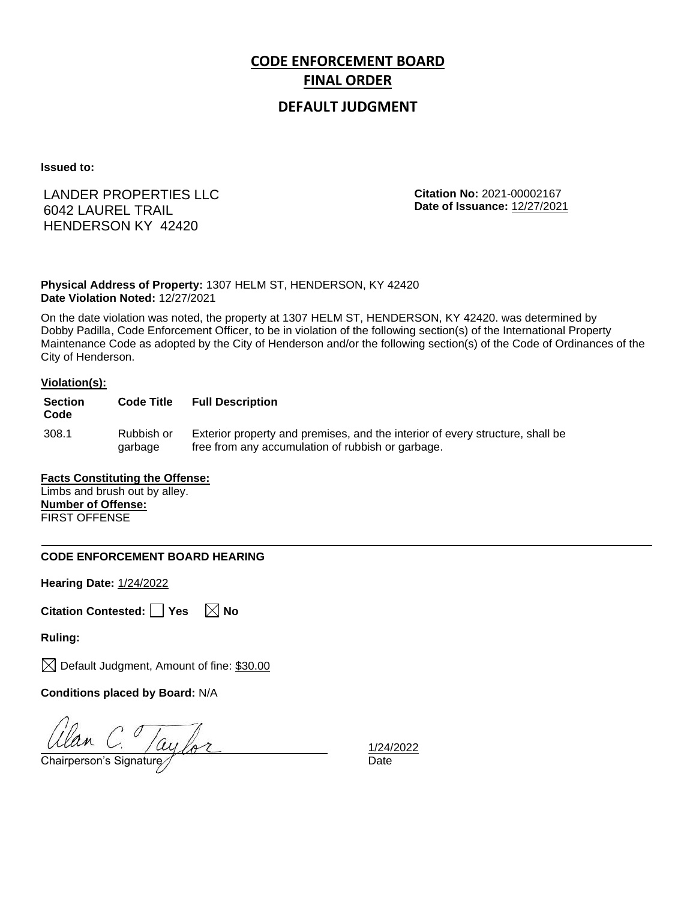# CODE ENFORCEMENT BOARD

# FINAL ORDER

## DEFAULT JUDGMENT

**Issued to:**

LANDER PROPERTIES LLC
6042 LAUREL TRAIL
HENDERSON KY 42420

**Citation No:** 2021-00002167
**Date of Issuance:** 12/27/2021

**Physical Address of Property:** 1307 HELM ST, HENDERSON, KY 42420
**Date Violation Noted:** 12/27/2021

On the date violation was noted, the property at 1307 HELM ST, HENDERSON, KY 42420. was determined by Dobby Padilla, Code Enforcement Officer, to be in violation of the following section(s) of the International Property Maintenance Code as adopted by the City of Henderson and/or the following section(s) of the Code of Ordinances of the City of Henderson.

**Violation(s):**

| Section Code | Code Title | Full Description |
|---|---|---|
| 308.1 | Rubbish or garbage | Exterior property and premises, and the interior of every structure, shall be free from any accumulation of rubbish or garbage. |

**Facts Constituting the Offense:**
Limbs and brush out by alley.
**Number of Offense:**
FIRST OFFENSE

---

**CODE ENFORCEMENT BOARD HEARING**

**Hearing Date:** 1/24/2022

**Citation Contested:** ☐ Yes ☒ No

**Ruling:**

☒ Default Judgment, Amount of fine: $30.00

**Conditions placed by Board:** N/A

Alan C. Taylor
Chairperson's Signature

1/24/2022
Date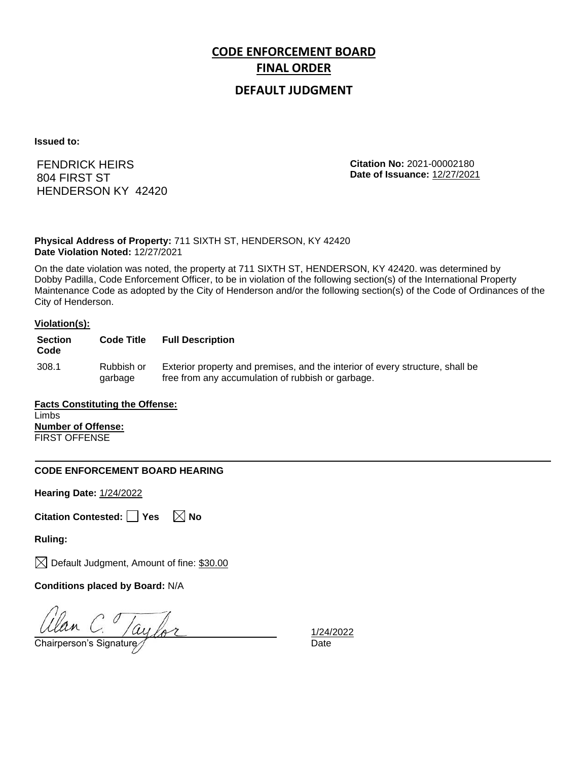# CODE ENFORCEMENT BOARD FINAL ORDER

## DEFAULT JUDGMENT

**Issued to:**

FENDRICK HEIRS
804 FIRST ST
HENDERSON KY 42420

**Citation No:** 2021-00002180
**Date of Issuance:** 12/27/2021

**Physical Address of Property:** 711 SIXTH ST, HENDERSON, KY 42420
**Date Violation Noted:** 12/27/2021

On the date violation was noted, the property at 711 SIXTH ST, HENDERSON, KY 42420. was determined by Dobby Padilla, Code Enforcement Officer, to be in violation of the following section(s) of the International Property Maintenance Code as adopted by the City of Henderson and/or the following section(s) of the Code of Ordinances of the City of Henderson.

**Violation(s):**

| Section Code | Code Title | Full Description |
|---|---|---|
| 308.1 | Rubbish or garbage | Exterior property and premises, and the interior of every structure, shall be free from any accumulation of rubbish or garbage. |

**Facts Constituting the Offense:**
Limbs
**Number of Offense:**
FIRST OFFENSE

---

**CODE ENFORCEMENT BOARD HEARING**

**Hearing Date:** 1/24/2022

**Citation Contested:** ☐ Yes ☒ No

**Ruling:**

☒ Default Judgment, Amount of fine: $30.00

**Conditions placed by Board:** N/A

Alan C. Taylor
Chairperson's Signature

1/24/2022
Date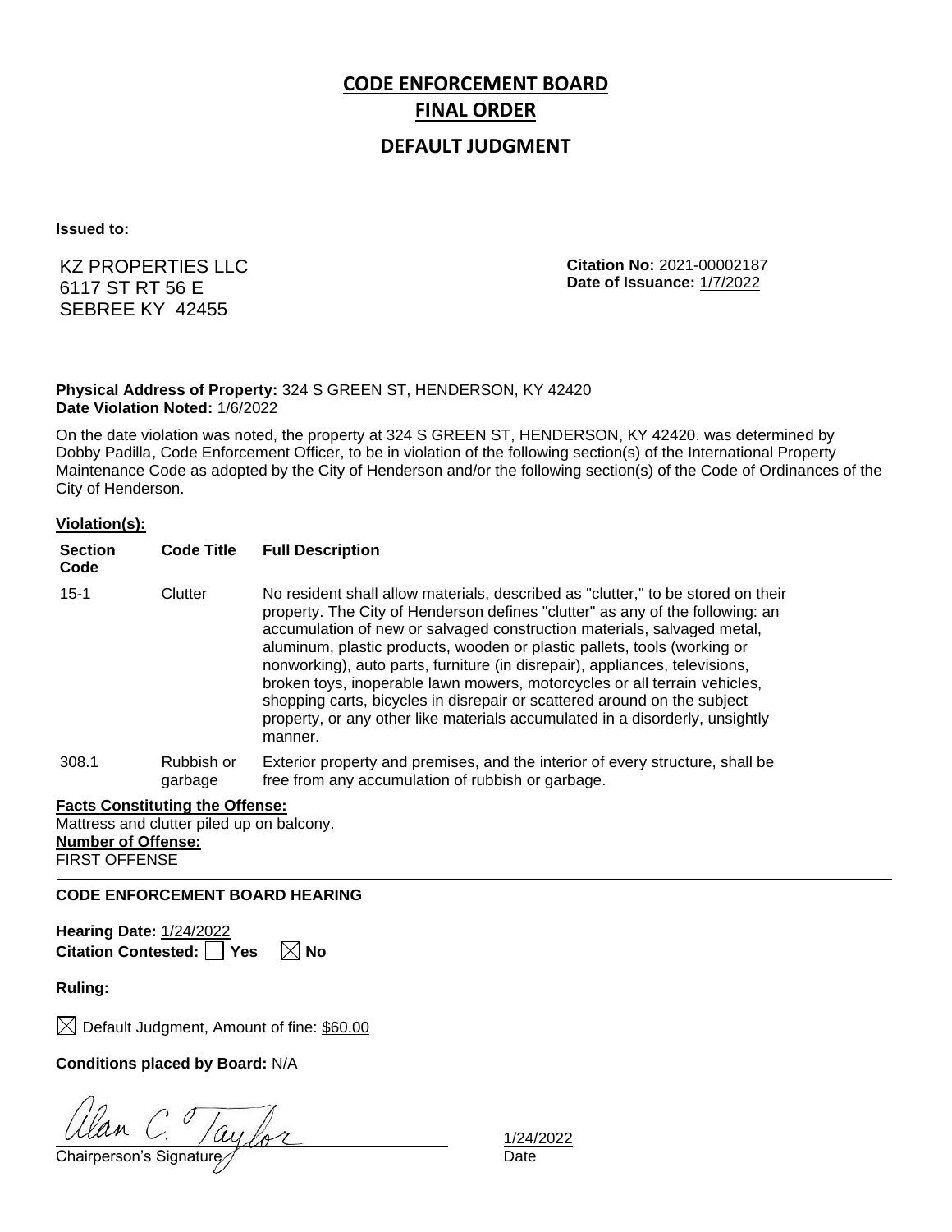# CODE ENFORCEMENT BOARD

# FINAL ORDER

## DEFAULT JUDGMENT

**Issued to:**

KZ PROPERTIES LLC
6117 ST RT 56 E
SEBREE KY 42455

**Citation No:** 2021-00002187
**Date of Issuance:** 1/7/2022

**Physical Address of Property:** 324 S GREEN ST, HENDERSON, KY 42420
**Date Violation Noted:** 1/6/2022

On the date violation was noted, the property at 324 S GREEN ST, HENDERSON, KY 42420. was determined by Dobby Padilla, Code Enforcement Officer, to be in violation of the following section(s) of the International Property Maintenance Code as adopted by the City of Henderson and/or the following section(s) of the Code of Ordinances of the City of Henderson.

**Violation(s):**

| Section Code | Code Title | Full Description |
|---|---|---|
| 15-1 | Clutter | No resident shall allow materials, described as "clutter," to be stored on their property. The City of Henderson defines "clutter" as any of the following: an accumulation of new or salvaged construction materials, salvaged metal, aluminum, plastic products, wooden or plastic pallets, tools (working or nonworking), auto parts, furniture (in disrepair), appliances, televisions, broken toys, inoperable lawn mowers, motorcycles or all terrain vehicles, shopping carts, bicycles in disrepair or scattered around on the subject property, or any other like materials accumulated in a disorderly, unsightly manner. |
| 308.1 | Rubbish or garbage | Exterior property and premises, and the interior of every structure, shall be free from any accumulation of rubbish or garbage. |

**Facts Constituting the Offense:**
Mattress and clutter piled up on balcony.
**Number of Offense:**
FIRST OFFENSE

**CODE ENFORCEMENT BOARD HEARING**

**Hearing Date:** 1/24/2022
**Citation Contested:** ☐ Yes ☒ No

**Ruling:**

☒ Default Judgment, Amount of fine: $60.00

**Conditions placed by Board:** N/A

Alan C. Taylor
Chairperson's Signature

1/24/2022
Date